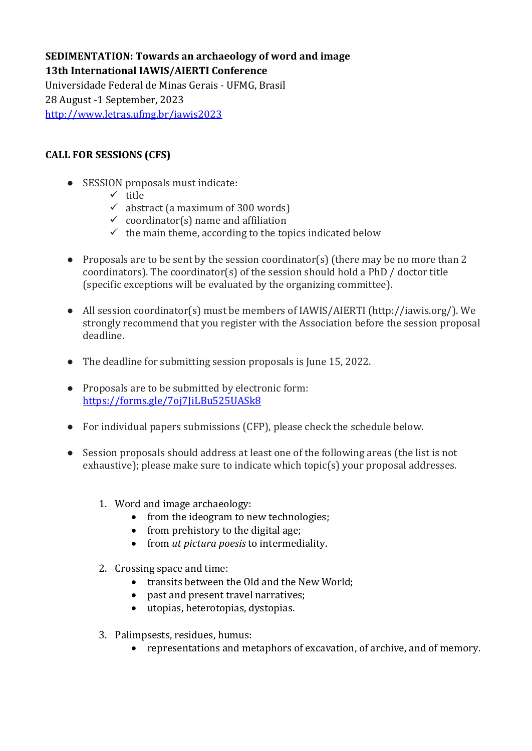**SEDIMENTATION: Towards an archaeology of word and image**
**13th International IAWIS/AIERTI Conference**
Universidade Federal de Minas Gerais - UFMG, Brasil
28 August -1 September, 2023
http://www.letras.ufmg.br/iawis2023

## CALL FOR SESSIONS (CFS)

- SESSION proposals must indicate:
  - ✓ title
  - ✓ abstract (a maximum of 300 words)
  - ✓ coordinator(s) name and affiliation
  - ✓ the main theme, according to the topics indicated below

- Proposals are to be sent by the session coordinator(s) (there may be no more than 2 coordinators). The coordinator(s) of the session should hold a PhD / doctor title (specific exceptions will be evaluated by the organizing committee).

- All session coordinator(s) must be members of IAWIS/AIERTI (http://iawis.org/). We strongly recommend that you register with the Association before the session proposal deadline.

- The deadline for submitting session proposals is June 15, 2022.

- Proposals are to be submitted by electronic form: https://forms.gle/7oj7JiLBu525UASk8

- For individual papers submissions (CFP), please check the schedule below.

- Session proposals should address at least one of the following areas (the list is not exhaustive); please make sure to indicate which topic(s) your proposal addresses.

  1. Word and image archaeology:
     - from the ideogram to new technologies;
     - from prehistory to the digital age;
     - from *ut pictura poesis* to intermediality.

  2. Crossing space and time:
     - transits between the Old and the New World;
     - past and present travel narratives;
     - utopias, heterotopias, dystopias.

  3. Palimpsests, residues, humus:
     - representations and metaphors of excavation, of archive, and of memory.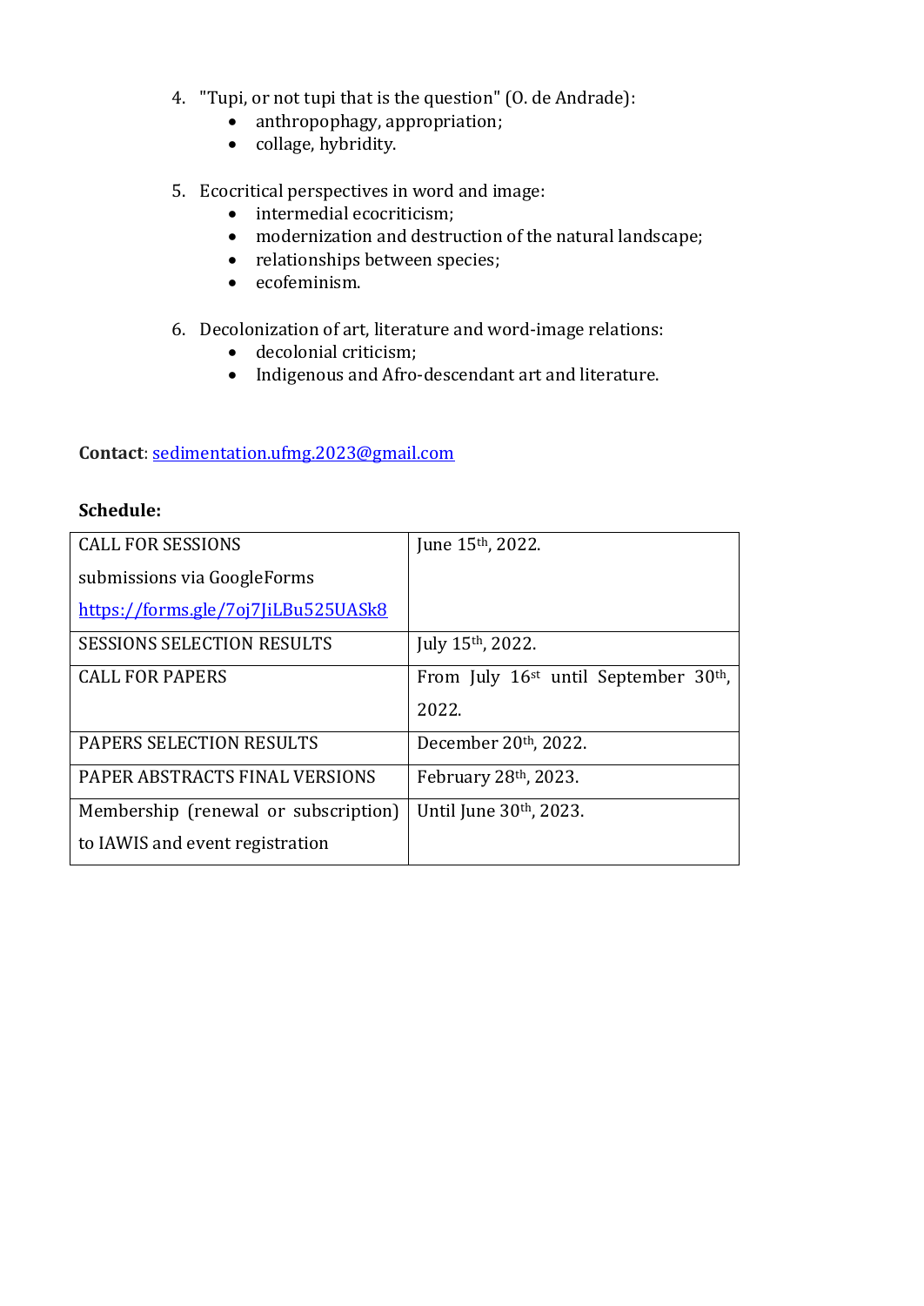4. "Tupi, or not tupi that is the question" (O. de Andrade):
   - anthropophagy, appropriation;
   - collage, hybridity.

5. Ecocritical perspectives in word and image:
   - intermedial ecocriticism;
   - modernization and destruction of the natural landscape;
   - relationships between species;
   - ecofeminism.

6. Decolonization of art, literature and word-image relations:
   - decolonial criticism;
   - Indigenous and Afro-descendant art and literature.

**Contact**: sedimentation.ufmg.2023@gmail.com

**Schedule:**

| | |
|---|---|
| CALL FOR SESSIONS<br>submissions via GoogleForms<br>https://forms.gle/7oj7JiLBu525UASk8 | June 15th, 2022. |
| SESSIONS SELECTION RESULTS | July 15th, 2022. |
| CALL FOR PAPERS | From July 16st until September 30th, 2022. |
| PAPERS SELECTION RESULTS | December 20th, 2022. |
| PAPER ABSTRACTS FINAL VERSIONS | February 28th, 2023. |
| Membership (renewal or subscription) to IAWIS and event registration | Until June 30th, 2023. |